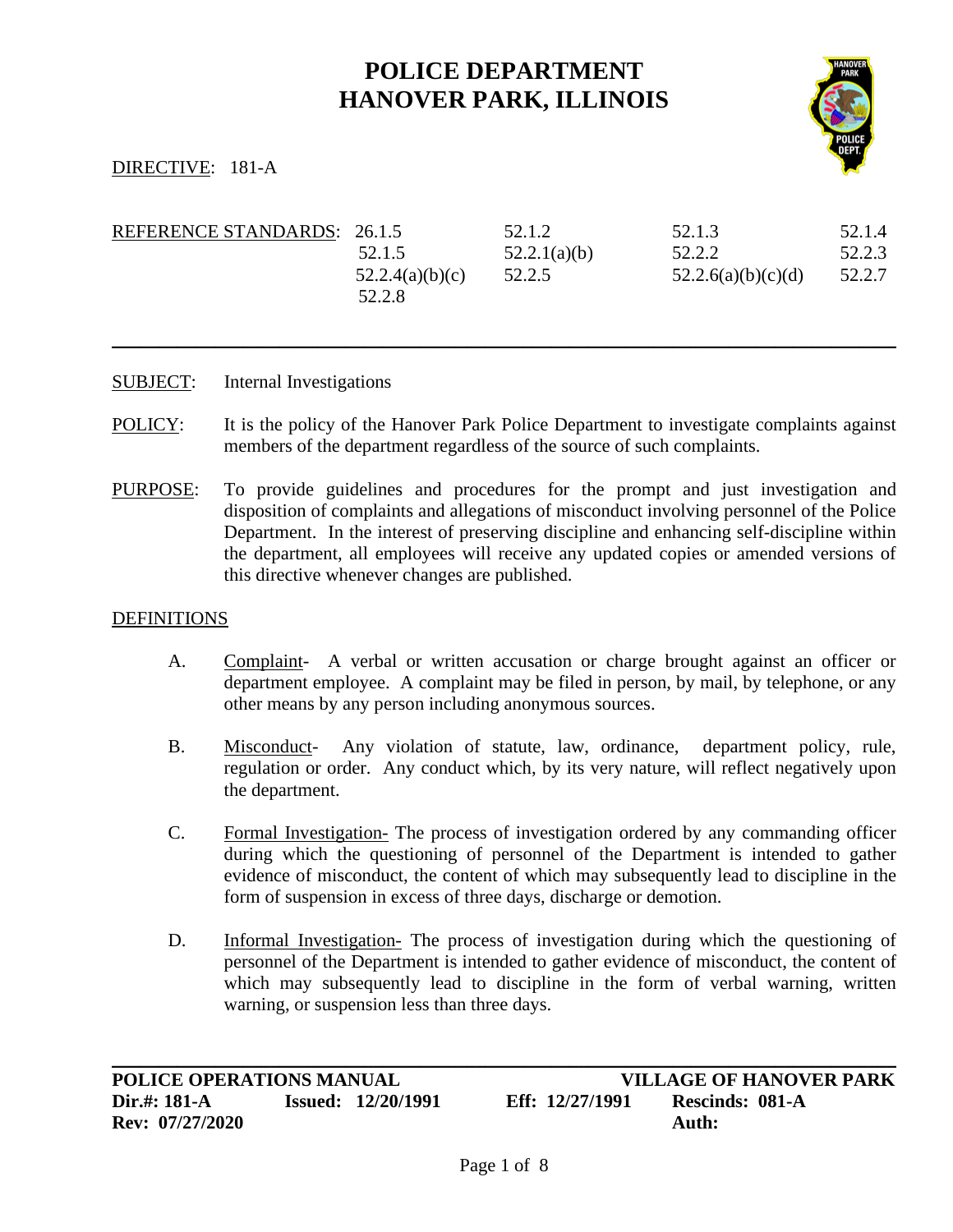# POLICE DEPARTMENT
# HANOVER PARK, ILLINOIS

DIRECTIVE: 181-A

| REFERENCE STANDARDS: | 26.1.5 | 52.1.2 | 52.1.3 | 52.1.4 |
|---|---|---|---|---|
| | 52.1.5 | 52.2.1(a)(b) | 52.2.2 | 52.2.3 |
| | 52.2.4(a)(b)(c) | 52.2.5 | 52.2.6(a)(b)(c)(d) | 52.2.7 |
| | 52.2.8 | | | |

---

SUBJECT: Internal Investigations

POLICY: It is the policy of the Hanover Park Police Department to investigate complaints against members of the department regardless of the source of such complaints.

PURPOSE: To provide guidelines and procedures for the prompt and just investigation and disposition of complaints and allegations of misconduct involving personnel of the Police Department. In the interest of preserving discipline and enhancing self-discipline within the department, all employees will receive any updated copies or amended versions of this directive whenever changes are published.

## DEFINITIONS

A. Complaint- A verbal or written accusation or charge brought against an officer or department employee. A complaint may be filed in person, by mail, by telephone, or any other means by any person including anonymous sources.

B. Misconduct- Any violation of statute, law, ordinance, department policy, rule, regulation or order. Any conduct which, by its very nature, will reflect negatively upon the department.

C. Formal Investigation- The process of investigation ordered by any commanding officer during which the questioning of personnel of the Department is intended to gather evidence of misconduct, the content of which may subsequently lead to discipline in the form of suspension in excess of three days, discharge or demotion.

D. Informal Investigation- The process of investigation during which the questioning of personnel of the Department is intended to gather evidence of misconduct, the content of which may subsequently lead to discipline in the form of verbal warning, written warning, or suspension less than three days.

---

**POLICE OPERATIONS MANUAL** **VILLAGE OF HANOVER PARK**
**Dir.#: 181-A** **Issued: 12/20/1991** **Eff: 12/27/1991** **Rescinds: 081-A**
**Rev: 07/27/2020** **Auth:**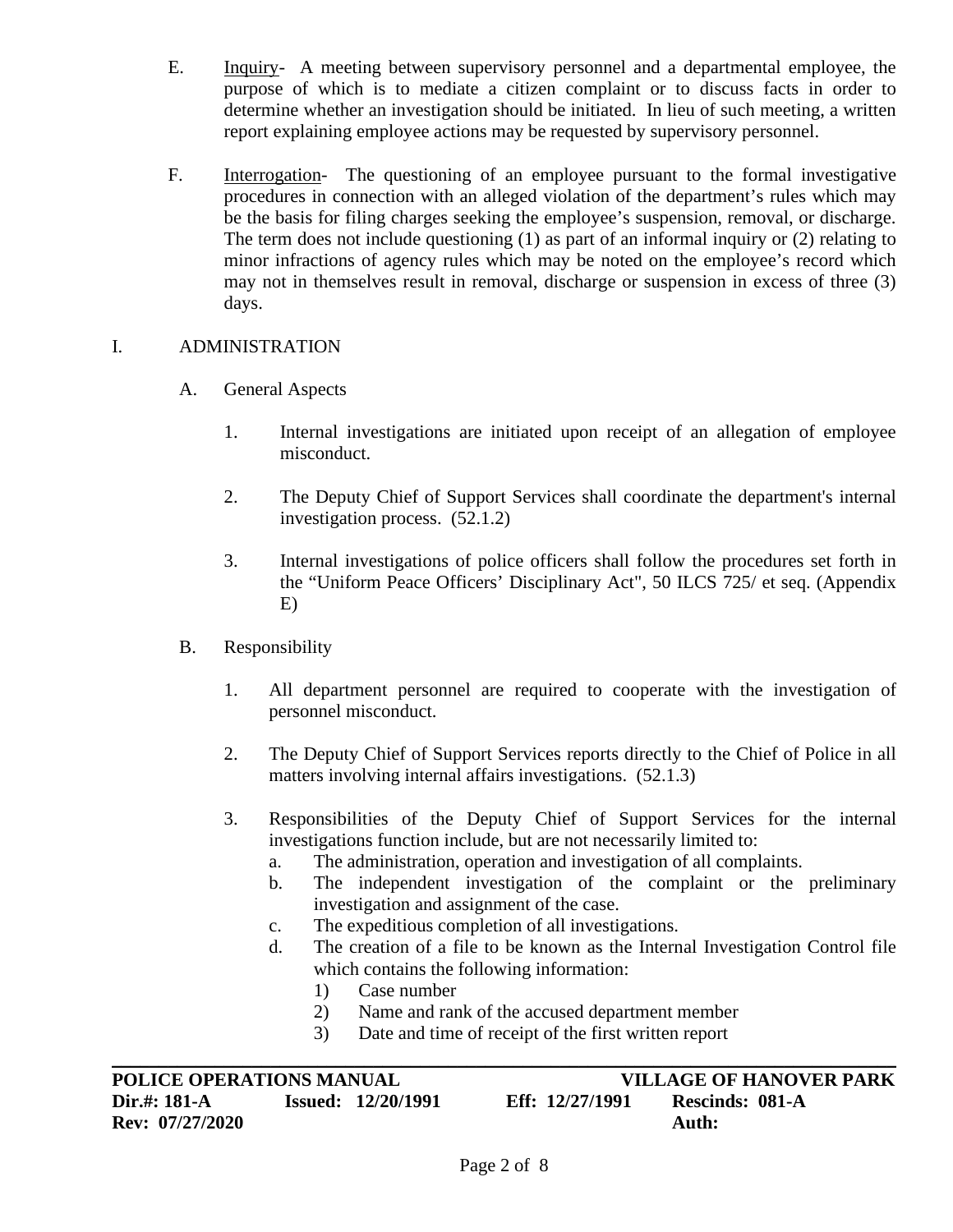E. Inquiry- A meeting between supervisory personnel and a departmental employee, the purpose of which is to mediate a citizen complaint or to discuss facts in order to determine whether an investigation should be initiated. In lieu of such meeting, a written report explaining employee actions may be requested by supervisory personnel.

F. Interrogation- The questioning of an employee pursuant to the formal investigative procedures in connection with an alleged violation of the department's rules which may be the basis for filing charges seeking the employee's suspension, removal, or discharge. The term does not include questioning (1) as part of an informal inquiry or (2) relating to minor infractions of agency rules which may be noted on the employee's record which may not in themselves result in removal, discharge or suspension in excess of three (3) days.

## I. ADMINISTRATION

### A. General Aspects

1. Internal investigations are initiated upon receipt of an allegation of employee misconduct.

2. The Deputy Chief of Support Services shall coordinate the department's internal investigation process. (52.1.2)

3. Internal investigations of police officers shall follow the procedures set forth in the "Uniform Peace Officers' Disciplinary Act", 50 ILCS 725/ et seq. (Appendix E)

### B. Responsibility

1. All department personnel are required to cooperate with the investigation of personnel misconduct.

2. The Deputy Chief of Support Services reports directly to the Chief of Police in all matters involving internal affairs investigations. (52.1.3)

3. Responsibilities of the Deputy Chief of Support Services for the internal investigations function include, but are not necessarily limited to:
   a. The administration, operation and investigation of all complaints.
   b. The independent investigation of the complaint or the preliminary investigation and assignment of the case.
   c. The expeditious completion of all investigations.
   d. The creation of a file to be known as the Internal Investigation Control file which contains the following information:
      1) Case number
      2) Name and rank of the accused department member
      3) Date and time of receipt of the first written report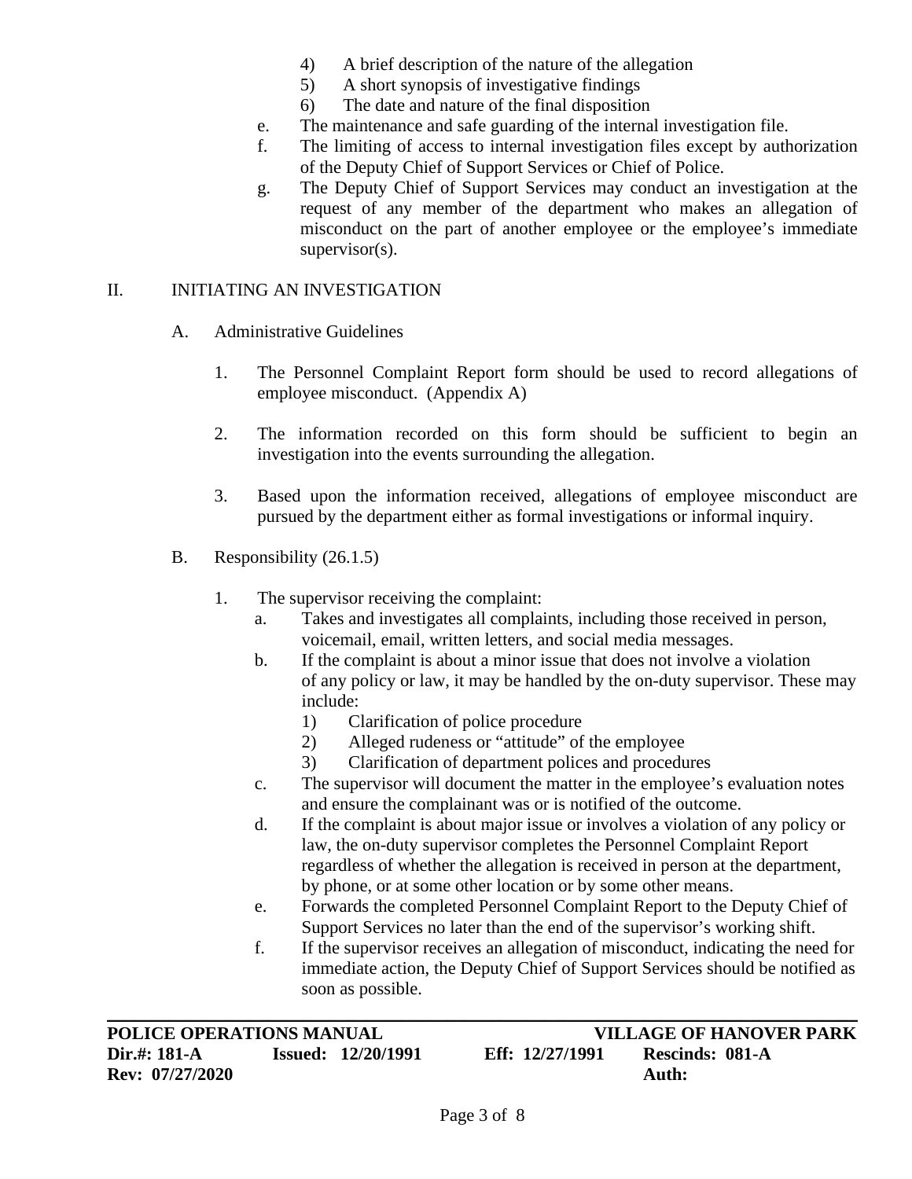4) A brief description of the nature of the allegation
   5) A short synopsis of investigative findings
   6) The date and nature of the final disposition

e. The maintenance and safe guarding of the internal investigation file.

f. The limiting of access to internal investigation files except by authorization of the Deputy Chief of Support Services or Chief of Police.

g. The Deputy Chief of Support Services may conduct an investigation at the request of any member of the department who makes an allegation of misconduct on the part of another employee or the employee's immediate supervisor(s).

## II. INITIATING AN INVESTIGATION

### A. Administrative Guidelines

1. The Personnel Complaint Report form should be used to record allegations of employee misconduct. (Appendix A)

2. The information recorded on this form should be sufficient to begin an investigation into the events surrounding the allegation.

3. Based upon the information received, allegations of employee misconduct are pursued by the department either as formal investigations or informal inquiry.

### B. Responsibility (26.1.5)

1. The supervisor receiving the complaint:
   a. Takes and investigates all complaints, including those received in person, voicemail, email, written letters, and social media messages.
   b. If the complaint is about a minor issue that does not involve a violation of any policy or law, it may be handled by the on-duty supervisor. These may include:
      1) Clarification of police procedure
      2) Alleged rudeness or "attitude" of the employee
      3) Clarification of department polices and procedures
   c. The supervisor will document the matter in the employee's evaluation notes and ensure the complainant was or is notified of the outcome.
   d. If the complaint is about major issue or involves a violation of any policy or law, the on-duty supervisor completes the Personnel Complaint Report regardless of whether the allegation is received in person at the department, by phone, or at some other location or by some other means.
   e. Forwards the completed Personnel Complaint Report to the Deputy Chief of Support Services no later than the end of the supervisor's working shift.
   f. If the supervisor receives an allegation of misconduct, indicating the need for immediate action, the Deputy Chief of Support Services should be notified as soon as possible.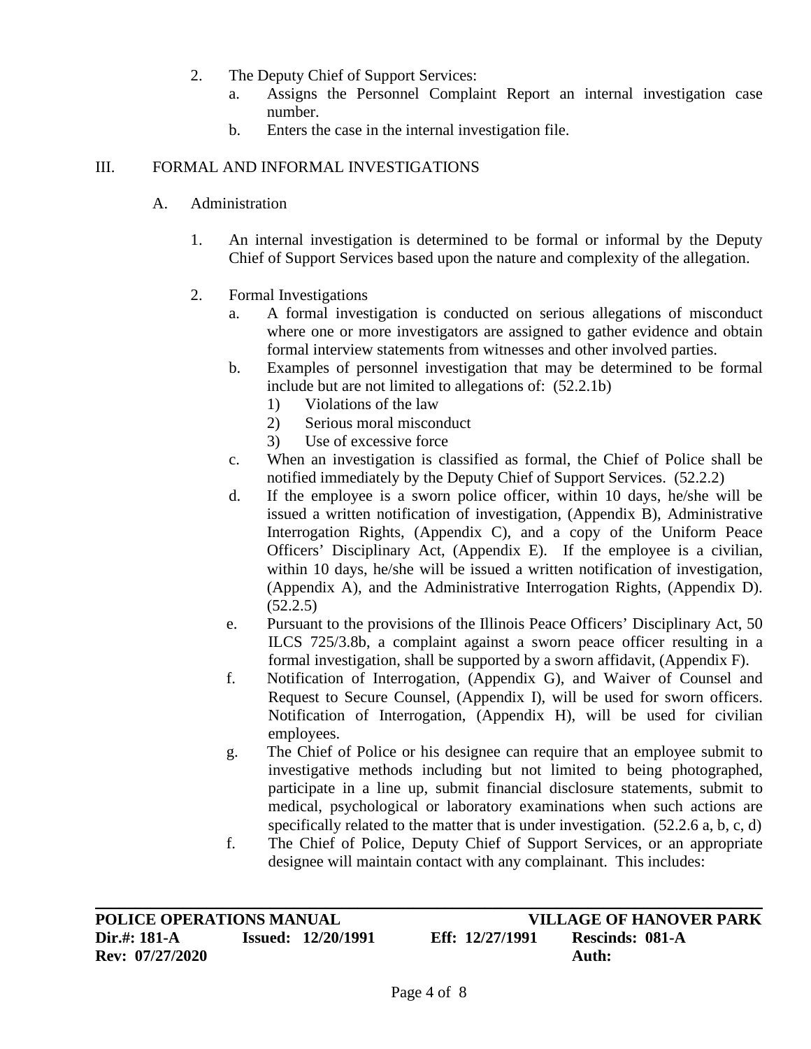2. The Deputy Chief of Support Services:
   a. Assigns the Personnel Complaint Report an internal investigation case number.
   b. Enters the case in the internal investigation file.

III. FORMAL AND INFORMAL INVESTIGATIONS

A. Administration

1. An internal investigation is determined to be formal or informal by the Deputy Chief of Support Services based upon the nature and complexity of the allegation.

2. Formal Investigations
   a. A formal investigation is conducted on serious allegations of misconduct where one or more investigators are assigned to gather evidence and obtain formal interview statements from witnesses and other involved parties.
   b. Examples of personnel investigation that may be determined to be formal include but are not limited to allegations of: (52.2.1b)
      1) Violations of the law
      2) Serious moral misconduct
      3) Use of excessive force
   c. When an investigation is classified as formal, the Chief of Police shall be notified immediately by the Deputy Chief of Support Services. (52.2.2)
   d. If the employee is a sworn police officer, within 10 days, he/she will be issued a written notification of investigation, (Appendix B), Administrative Interrogation Rights, (Appendix C), and a copy of the Uniform Peace Officers' Disciplinary Act, (Appendix E). If the employee is a civilian, within 10 days, he/she will be issued a written notification of investigation, (Appendix A), and the Administrative Interrogation Rights, (Appendix D). (52.2.5)
   e. Pursuant to the provisions of the Illinois Peace Officers' Disciplinary Act, 50 ILCS 725/3.8b, a complaint against a sworn peace officer resulting in a formal investigation, shall be supported by a sworn affidavit, (Appendix F).
   f. Notification of Interrogation, (Appendix G), and Waiver of Counsel and Request to Secure Counsel, (Appendix I), will be used for sworn officers. Notification of Interrogation, (Appendix H), will be used for civilian employees.
   g. The Chief of Police or his designee can require that an employee submit to investigative methods including but not limited to being photographed, participate in a line up, submit financial disclosure statements, submit to medical, psychological or laboratory examinations when such actions are specifically related to the matter that is under investigation. (52.2.6 a, b, c, d)
   f. The Chief of Police, Deputy Chief of Support Services, or an appropriate designee will maintain contact with any complainant. This includes: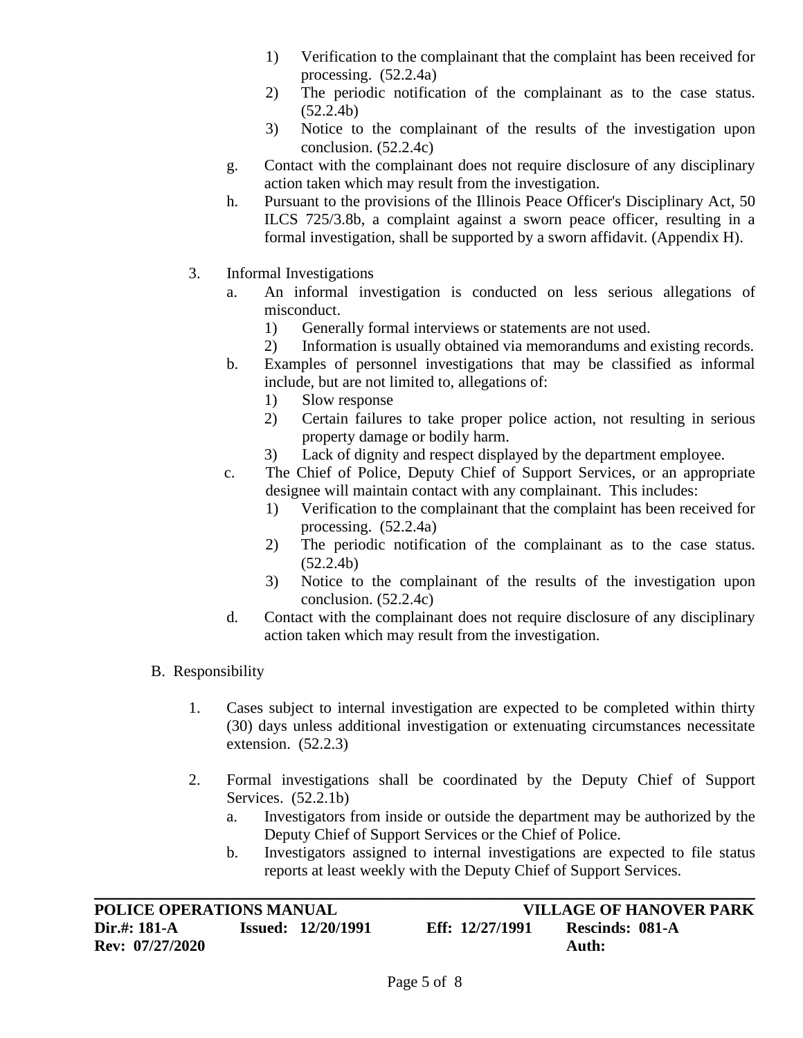1) Verification to the complainant that the complaint has been received for processing. (52.2.4a)
   2) The periodic notification of the complainant as to the case status. (52.2.4b)
   3) Notice to the complainant of the results of the investigation upon conclusion. (52.2.4c)

g. Contact with the complainant does not require disclosure of any disciplinary action taken which may result from the investigation.

h. Pursuant to the provisions of the Illinois Peace Officer's Disciplinary Act, 50 ILCS 725/3.8b, a complaint against a sworn peace officer, resulting in a formal investigation, shall be supported by a sworn affidavit. (Appendix H).

3. Informal Investigations
   a. An informal investigation is conducted on less serious allegations of misconduct.
      1) Generally formal interviews or statements are not used.
      2) Information is usually obtained via memorandums and existing records.
   b. Examples of personnel investigations that may be classified as informal include, but are not limited to, allegations of:
      1) Slow response
      2) Certain failures to take proper police action, not resulting in serious property damage or bodily harm.
      3) Lack of dignity and respect displayed by the department employee.
   c. The Chief of Police, Deputy Chief of Support Services, or an appropriate designee will maintain contact with any complainant. This includes:
      1) Verification to the complainant that the complaint has been received for processing. (52.2.4a)
      2) The periodic notification of the complainant as to the case status. (52.2.4b)
      3) Notice to the complainant of the results of the investigation upon conclusion. (52.2.4c)
   d. Contact with the complainant does not require disclosure of any disciplinary action taken which may result from the investigation.

B. Responsibility

1. Cases subject to internal investigation are expected to be completed within thirty (30) days unless additional investigation or extenuating circumstances necessitate extension. (52.2.3)

2. Formal investigations shall be coordinated by the Deputy Chief of Support Services. (52.2.1b)
   a. Investigators from inside or outside the department may be authorized by the Deputy Chief of Support Services or the Chief of Police.
   b. Investigators assigned to internal investigations are expected to file status reports at least weekly with the Deputy Chief of Support Services.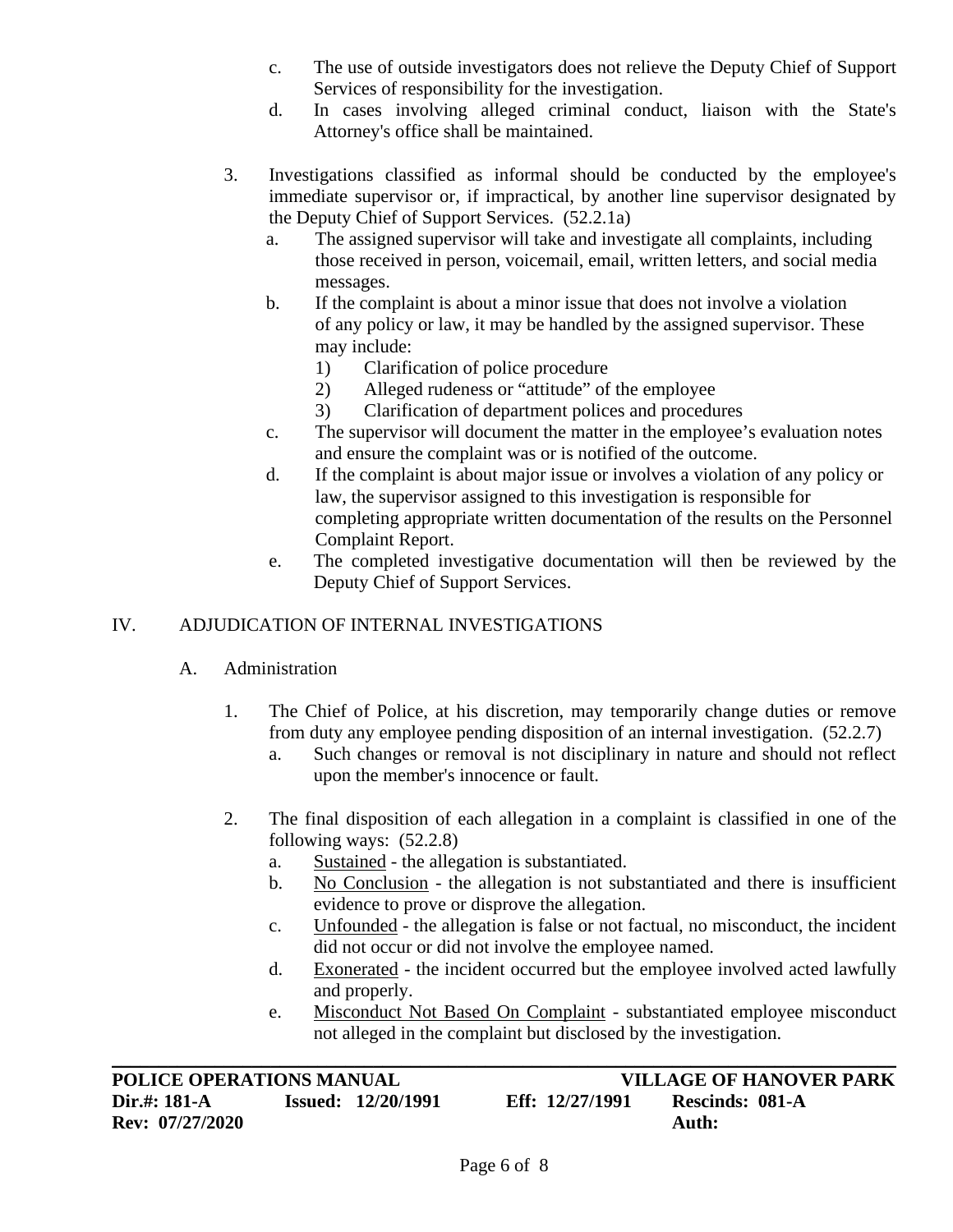c. The use of outside investigators does not relieve the Deputy Chief of Support Services of responsibility for the investigation.

d. In cases involving alleged criminal conduct, liaison with the State's Attorney's office shall be maintained.

3. Investigations classified as informal should be conducted by the employee's immediate supervisor or, if impractical, by another line supervisor designated by the Deputy Chief of Support Services. (52.2.1a)

   a. The assigned supervisor will take and investigate all complaints, including those received in person, voicemail, email, written letters, and social media messages.

   b. If the complaint is about a minor issue that does not involve a violation of any policy or law, it may be handled by the assigned supervisor. These may include:

      1) Clarification of police procedure
      2) Alleged rudeness or "attitude" of the employee
      3) Clarification of department polices and procedures

   c. The supervisor will document the matter in the employee's evaluation notes and ensure the complaint was or is notified of the outcome.

   d. If the complaint is about major issue or involves a violation of any policy or law, the supervisor assigned to this investigation is responsible for completing appropriate written documentation of the results on the Personnel Complaint Report.

   e. The completed investigative documentation will then be reviewed by the Deputy Chief of Support Services.

## IV. ADJUDICATION OF INTERNAL INVESTIGATIONS

### A. Administration

1. The Chief of Police, at his discretion, may temporarily change duties or remove from duty any employee pending disposition of an internal investigation. (52.2.7)

   a. Such changes or removal is not disciplinary in nature and should not reflect upon the member's innocence or fault.

2. The final disposition of each allegation in a complaint is classified in one of the following ways: (52.2.8)

   a. <u>Sustained</u> - the allegation is substantiated.

   b. <u>No Conclusion</u> - the allegation is not substantiated and there is insufficient evidence to prove or disprove the allegation.

   c. <u>Unfounded</u> - the allegation is false or not factual, no misconduct, the incident did not occur or did not involve the employee named.

   d. <u>Exonerated</u> - the incident occurred but the employee involved acted lawfully and properly.

   e. <u>Misconduct Not Based On Complaint</u> - substantiated employee misconduct not alleged in the complaint but disclosed by the investigation.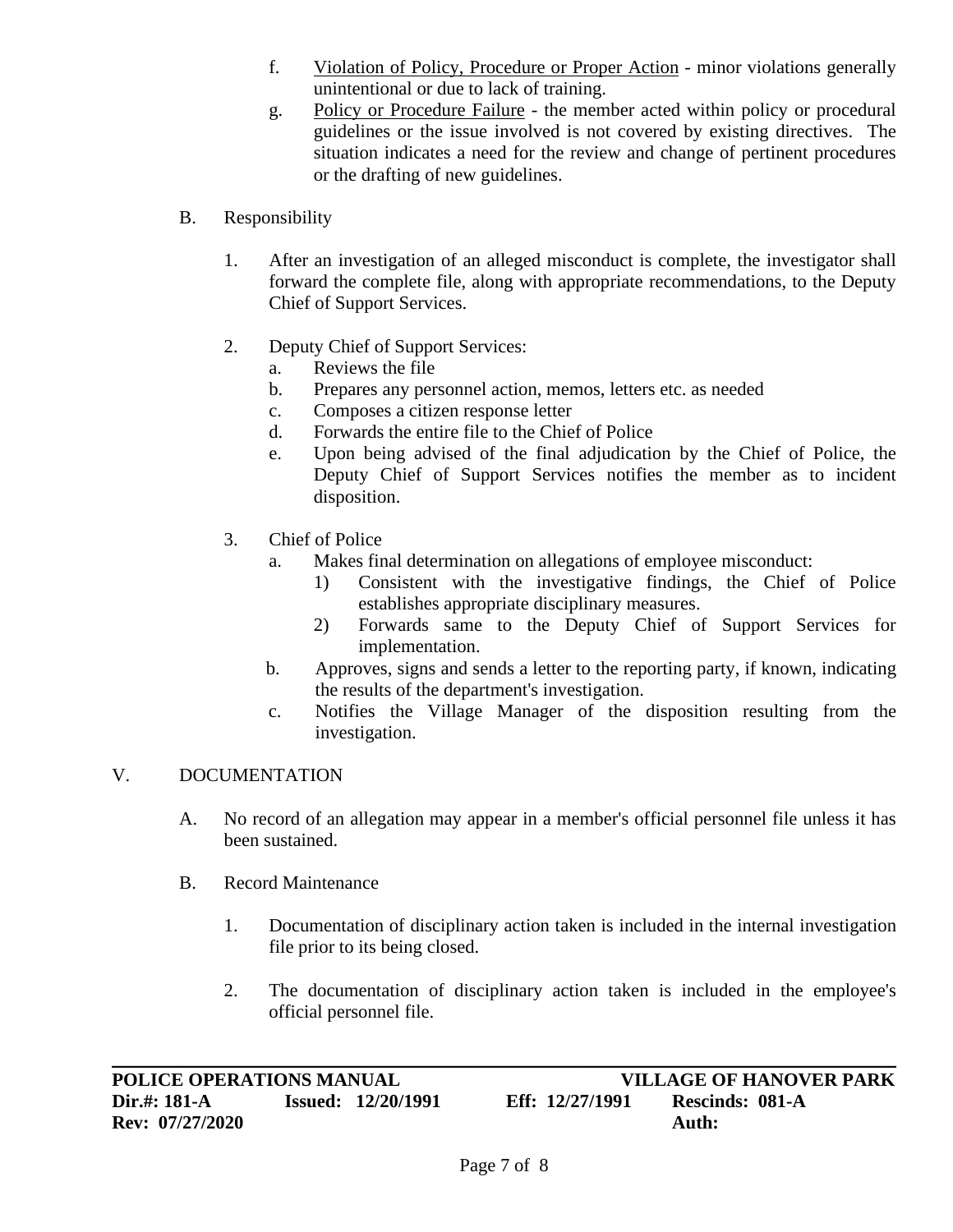f. Violation of Policy, Procedure or Proper Action - minor violations generally unintentional or due to lack of training.

g. Policy or Procedure Failure - the member acted within policy or procedural guidelines or the issue involved is not covered by existing directives. The situation indicates a need for the review and change of pertinent procedures or the drafting of new guidelines.

B. Responsibility

1. After an investigation of an alleged misconduct is complete, the investigator shall forward the complete file, along with appropriate recommendations, to the Deputy Chief of Support Services.

2. Deputy Chief of Support Services:
   a. Reviews the file
   b. Prepares any personnel action, memos, letters etc. as needed
   c. Composes a citizen response letter
   d. Forwards the entire file to the Chief of Police
   e. Upon being advised of the final adjudication by the Chief of Police, the Deputy Chief of Support Services notifies the member as to incident disposition.

3. Chief of Police
   a. Makes final determination on allegations of employee misconduct:
      1) Consistent with the investigative findings, the Chief of Police establishes appropriate disciplinary measures.
      2) Forwards same to the Deputy Chief of Support Services for implementation.
   b. Approves, signs and sends a letter to the reporting party, if known, indicating the results of the department's investigation.
   c. Notifies the Village Manager of the disposition resulting from the investigation.

## V. DOCUMENTATION

A. No record of an allegation may appear in a member's official personnel file unless it has been sustained.

B. Record Maintenance

1. Documentation of disciplinary action taken is included in the internal investigation file prior to its being closed.

2. The documentation of disciplinary action taken is included in the employee's official personnel file.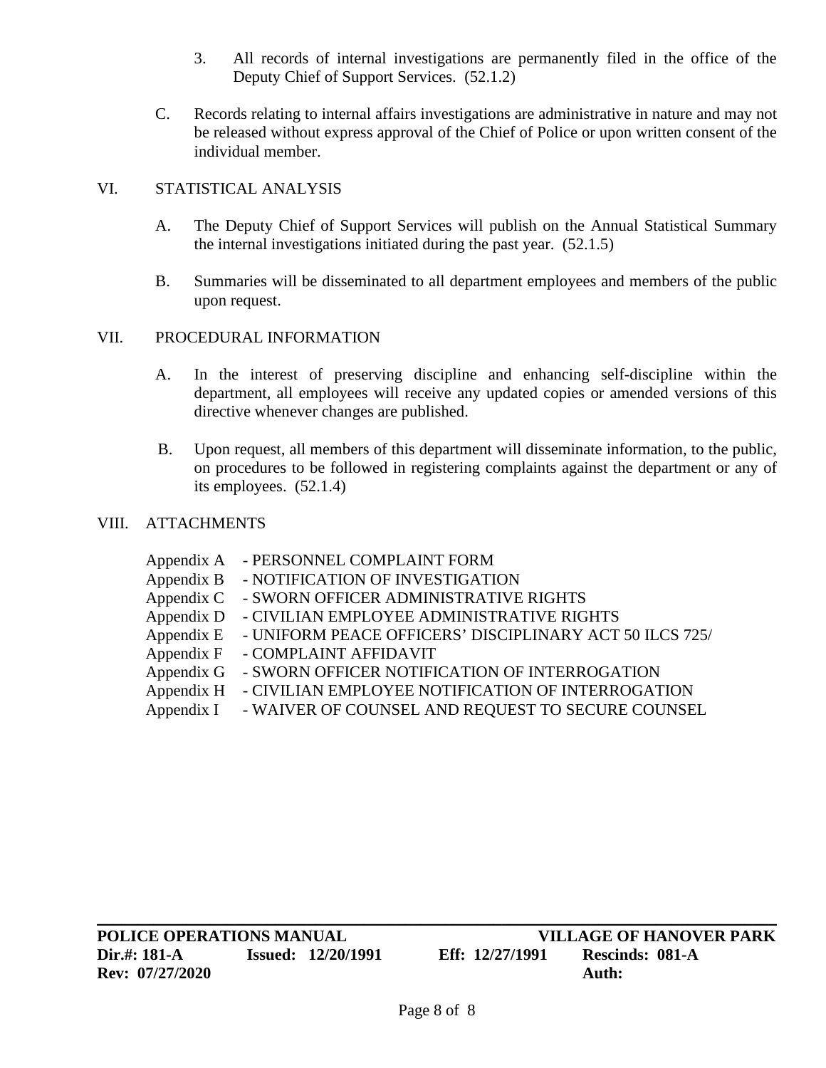3. All records of internal investigations are permanently filed in the office of the Deputy Chief of Support Services. (52.1.2)

C. Records relating to internal affairs investigations are administrative in nature and may not be released without express approval of the Chief of Police or upon written consent of the individual member.

## VI. STATISTICAL ANALYSIS

A. The Deputy Chief of Support Services will publish on the Annual Statistical Summary the internal investigations initiated during the past year. (52.1.5)

B. Summaries will be disseminated to all department employees and members of the public upon request.

## VII. PROCEDURAL INFORMATION

A. In the interest of preserving discipline and enhancing self-discipline within the department, all employees will receive any updated copies or amended versions of this directive whenever changes are published.

B. Upon request, all members of this department will disseminate information, to the public, on procedures to be followed in registering complaints against the department or any of its employees. (52.1.4)

## VIII. ATTACHMENTS

Appendix A - PERSONNEL COMPLAINT FORM
Appendix B - NOTIFICATION OF INVESTIGATION
Appendix C - SWORN OFFICER ADMINISTRATIVE RIGHTS
Appendix D - CIVILIAN EMPLOYEE ADMINISTRATIVE RIGHTS
Appendix E - UNIFORM PEACE OFFICERS' DISCIPLINARY ACT 50 ILCS 725/
Appendix F - COMPLAINT AFFIDAVIT
Appendix G - SWORN OFFICER NOTIFICATION OF INTERROGATION
Appendix H - CIVILIAN EMPLOYEE NOTIFICATION OF INTERROGATION
Appendix I - WAIVER OF COUNSEL AND REQUEST TO SECURE COUNSEL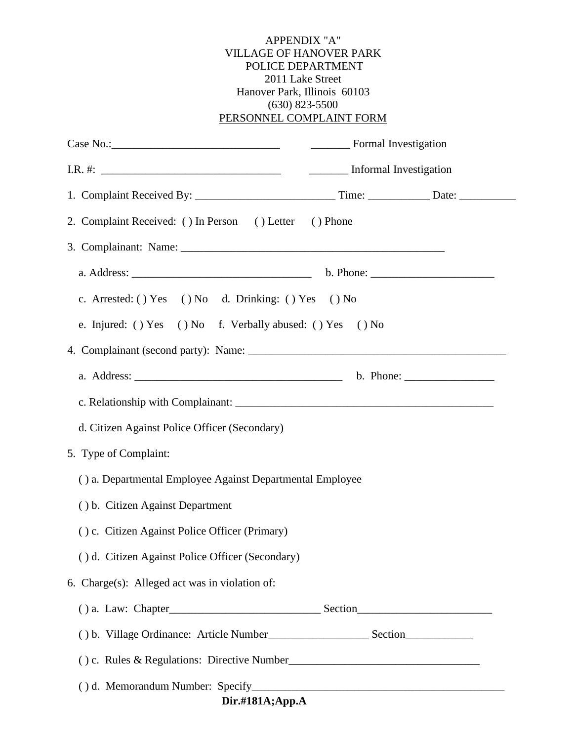APPENDIX "A"
VILLAGE OF HANOVER PARK
POLICE DEPARTMENT
2011 Lake Street
Hanover Park, Illinois 60103
(630) 823-5500

PERSONNEL COMPLAINT FORM

Case No.:______________________________ _______ Formal Investigation

I.R. #: _______________________________ _______ Informal Investigation

1. Complaint Received By: ________________________ Time: ___________ Date: __________

2. Complaint Received: ( ) In Person ( ) Letter ( ) Phone

3. Complainant: Name: _______________________________________________

   a. Address: ________________________________ b. Phone: ______________________

   c. Arrested: ( ) Yes ( ) No d. Drinking: ( ) Yes ( ) No

   e. Injured: ( ) Yes ( ) No f. Verbally abused: ( ) Yes ( ) No

4. Complainant (second party): Name: _______________________________________________

   a. Address: _____________________________________ b. Phone: ________________

   c. Relationship with Complainant: _______________________________________________

   d. Citizen Against Police Officer (Secondary)

5. Type of Complaint:

   ( ) a. Departmental Employee Against Departmental Employee

   ( ) b. Citizen Against Department

   ( ) c. Citizen Against Police Officer (Primary)

   ( ) d. Citizen Against Police Officer (Secondary)

6. Charge(s): Alleged act was in violation of:

   ( ) a. Law: Chapter___________________________ Section________________________

   ( ) b. Village Ordinance: Article Number_________________ Section____________

   ( ) c. Rules & Regulations: Directive Number__________________________________

   ( ) d. Memorandum Number: Specify_____________________________________________

**Dir.#181A;App.A**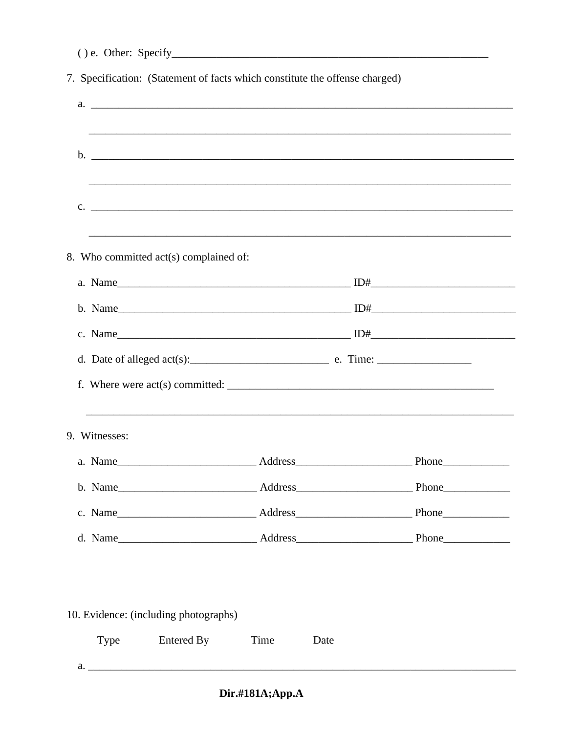( ) e. Other: Specify_____________________________________________________________

7. Specification: (Statement of facts which constitute the offense charged)

a. ________________________________________________________________________________

________________________________________________________________________________

b. ________________________________________________________________________________

________________________________________________________________________________

c. ________________________________________________________________________________

________________________________________________________________________________

8. Who committed act(s) complained of:

a. Name___________________________________________ ID#__________________________

b. Name___________________________________________ ID#__________________________

c. Name___________________________________________ ID#__________________________

d. Date of alleged act(s):_________________________ e. Time: _________________

f. Where were act(s) committed: _________________________________________________

________________________________________________________________________________

9. Witnesses:

a. Name_________________________ Address_____________________ Phone____________

b. Name_________________________ Address_____________________ Phone____________

c. Name_________________________ Address_____________________ Phone____________

d. Name_________________________ Address_____________________ Phone____________

10. Evidence: (including photographs)

Type Entered By Time Date

a. ________________________________________________________________________________

**Dir.#181A;App.A**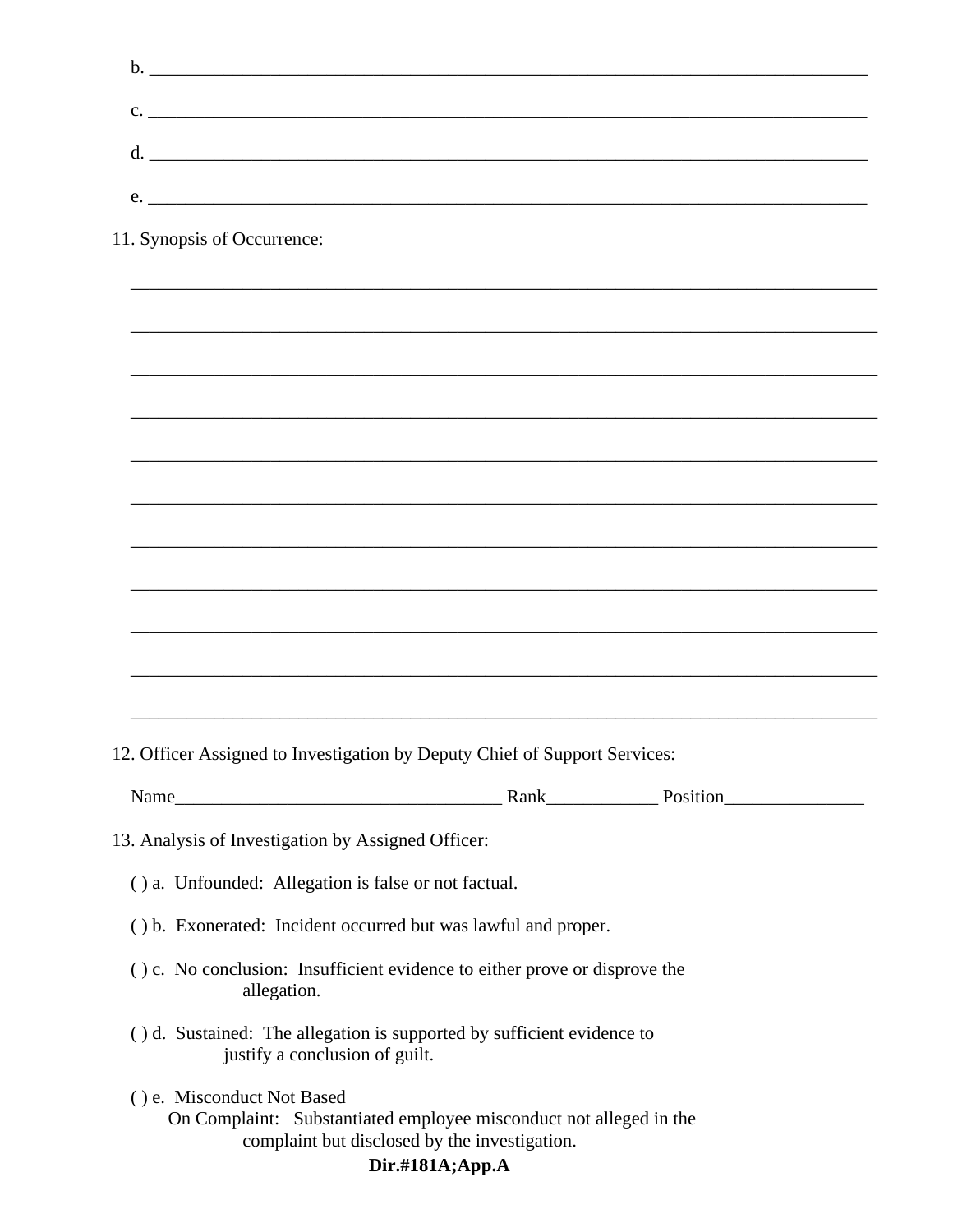b. ________________________________________________________________________________

c. ________________________________________________________________________________

d. ________________________________________________________________________________

e. ________________________________________________________________________________

11. Synopsis of Occurrence:

__________________________________________________________________________________

__________________________________________________________________________________

__________________________________________________________________________________

__________________________________________________________________________________

__________________________________________________________________________________

__________________________________________________________________________________

__________________________________________________________________________________

__________________________________________________________________________________

__________________________________________________________________________________

__________________________________________________________________________________

__________________________________________________________________________________

12. Officer Assigned to Investigation by Deputy Chief of Support Services:

Name___________________________________ Rank____________ Position_______________

13. Analysis of Investigation by Assigned Officer:

( ) a. Unfounded: Allegation is false or not factual.

( ) b. Exonerated: Incident occurred but was lawful and proper.

( ) c. No conclusion: Insufficient evidence to either prove or disprove the allegation.

( ) d. Sustained: The allegation is supported by sufficient evidence to justify a conclusion of guilt.

( ) e. Misconduct Not Based On Complaint: Substantiated employee misconduct not alleged in the complaint but disclosed by the investigation.

**Dir.#181A;App.A**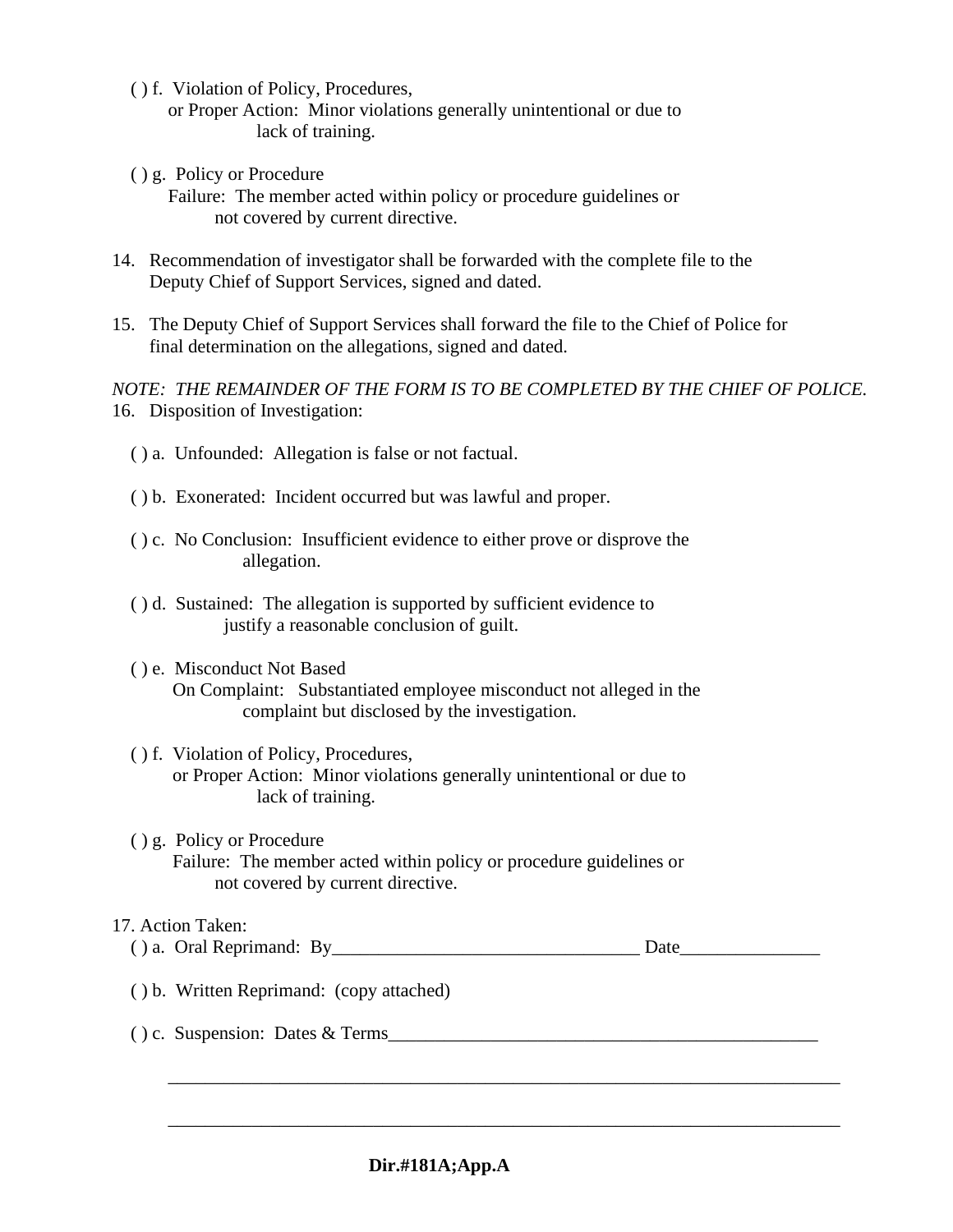( ) f. Violation of Policy, Procedures, or Proper Action: Minor violations generally unintentional or due to lack of training.

( ) g. Policy or Procedure Failure: The member acted within policy or procedure guidelines or not covered by current directive.

14. Recommendation of investigator shall be forwarded with the complete file to the Deputy Chief of Support Services, signed and dated.

15. The Deputy Chief of Support Services shall forward the file to the Chief of Police for final determination on the allegations, signed and dated.

*NOTE: THE REMAINDER OF THE FORM IS TO BE COMPLETED BY THE CHIEF OF POLICE.*

16. Disposition of Investigation:

( ) a. Unfounded: Allegation is false or not factual.

( ) b. Exonerated: Incident occurred but was lawful and proper.

( ) c. No Conclusion: Insufficient evidence to either prove or disprove the allegation.

( ) d. Sustained: The allegation is supported by sufficient evidence to justify a reasonable conclusion of guilt.

( ) e. Misconduct Not Based On Complaint: Substantiated employee misconduct not alleged in the complaint but disclosed by the investigation.

( ) f. Violation of Policy, Procedures, or Proper Action: Minor violations generally unintentional or due to lack of training.

( ) g. Policy or Procedure Failure: The member acted within policy or procedure guidelines or not covered by current directive.

17. Action Taken:

( ) a. Oral Reprimand: By_________________________________ Date_______________

( ) b. Written Reprimand: (copy attached)

( ) c. Suspension: Dates & Terms_______________________________________________

___________________________________________________________________________

___________________________________________________________________________

**Dir.#181A;App.A**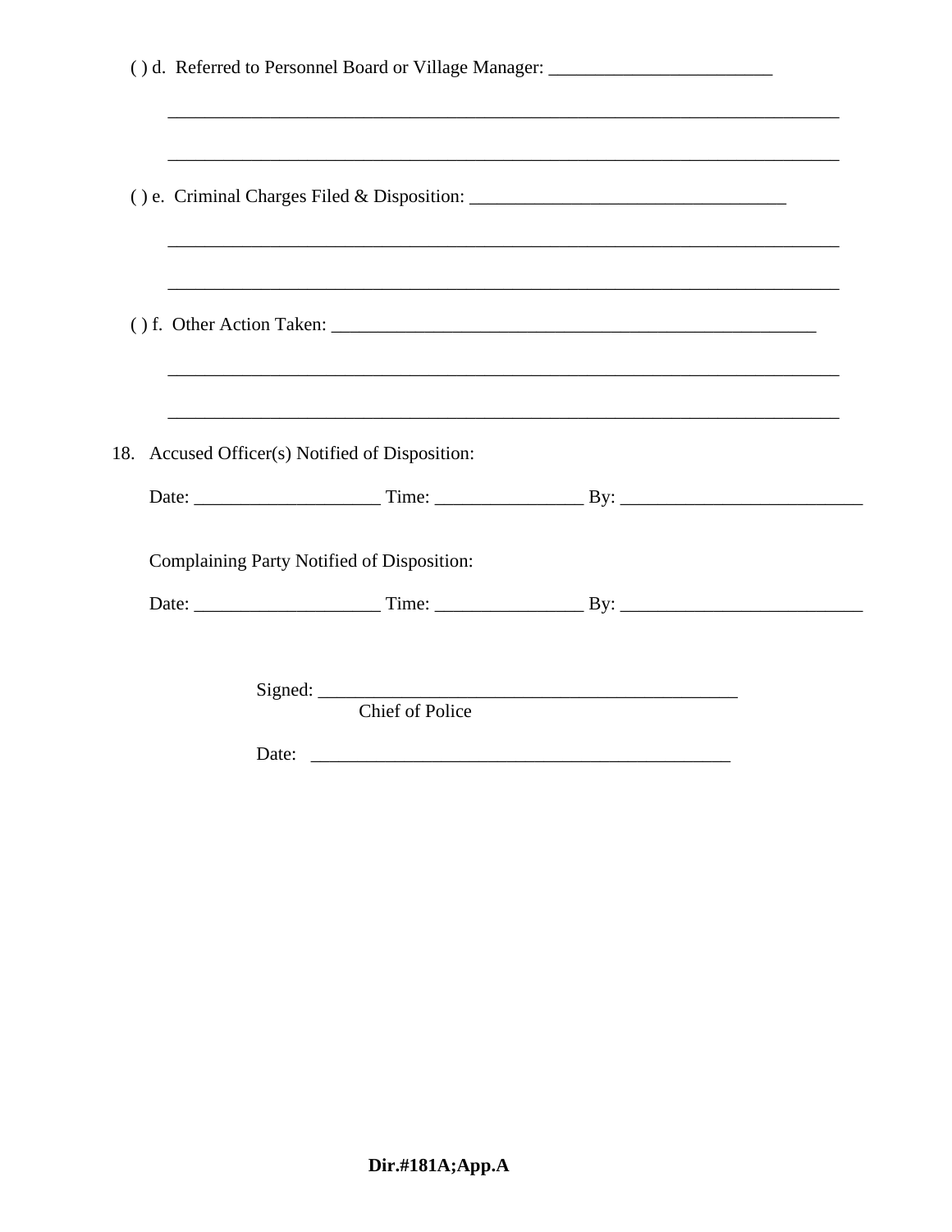( ) d. Referred to Personnel Board or Village Manager: ________________________

____________________________________________________________________________

____________________________________________________________________________

( ) e. Criminal Charges Filed & Disposition: __________________________________

____________________________________________________________________________

____________________________________________________________________________

( ) f. Other Action Taken: ___________________________________________________

____________________________________________________________________________

____________________________________________________________________________

18. Accused Officer(s) Notified of Disposition:

Date: ____________________ Time: ________________ By: __________________________

Complaining Party Notified of Disposition:

Date: ____________________ Time: ________________ By: __________________________

Signed: ______________________________________________
Chief of Police

Date: ______________________________________________

**Dir.#181A;App.A**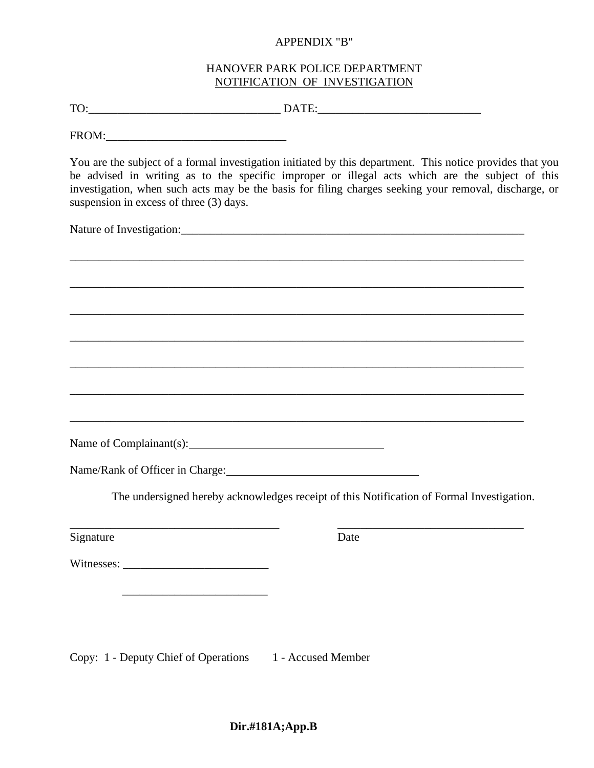APPENDIX "B"

# HANOVER PARK POLICE DEPARTMENT

## NOTIFICATION OF INVESTIGATION

TO:_________________________________ DATE:___________________________

FROM:______________________________

You are the subject of a formal investigation initiated by this department. This notice provides that you be advised in writing as to the specific improper or illegal acts which are the subject of this investigation, when such acts may be the basis for filing charges seeking your removal, discharge, or suspension in excess of three (3) days.

Nature of Investigation:_____________________________________________________________

_____________________________________________________________________________

_____________________________________________________________________________

_____________________________________________________________________________

_____________________________________________________________________________

_____________________________________________________________________________

_____________________________________________________________________________

_____________________________________________________________________________

Name of Complainant(s):__________________________________

Name/Rank of Officer in Charge:_________________________________

The undersigned hereby acknowledges receipt of this Notification of Formal Investigation.

_____________________________________ ________________________________

Signature Date

Witnesses: _________________________

_________________________

Copy: 1 - Deputy Chief of Operations 1 - Accused Member

**Dir.#181A;App.B**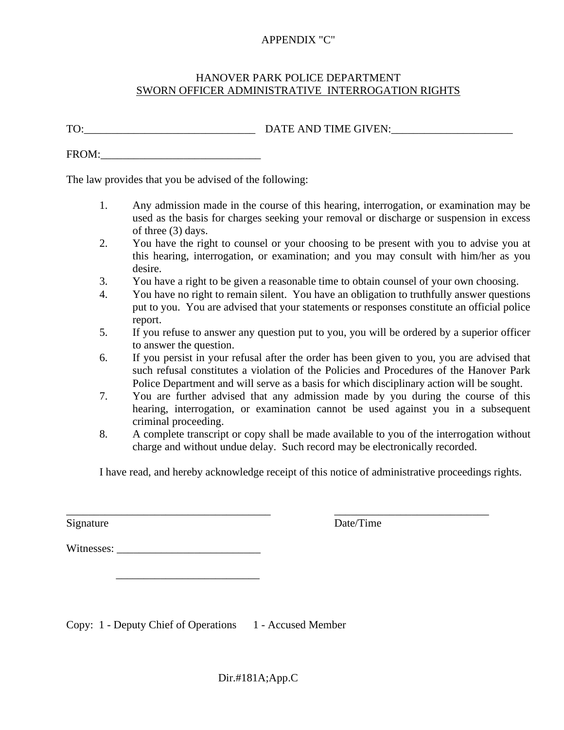APPENDIX "C"

# HANOVER PARK POLICE DEPARTMENT

## SWORN OFFICER ADMINISTRATIVE INTERROGATION RIGHTS

TO:_______________________________ DATE AND TIME GIVEN:______________________

FROM:_____________________________

The law provides that you be advised of the following:

1. Any admission made in the course of this hearing, interrogation, or examination may be used as the basis for charges seeking your removal or discharge or suspension in excess of three (3) days.
2. You have the right to counsel or your choosing to be present with you to advise you at this hearing, interrogation, or examination; and you may consult with him/her as you desire.
3. You have a right to be given a reasonable time to obtain counsel of your own choosing.
4. You have no right to remain silent. You have an obligation to truthfully answer questions put to you. You are advised that your statements or responses constitute an official police report.
5. If you refuse to answer any question put to you, you will be ordered by a superior officer to answer the question.
6. If you persist in your refusal after the order has been given to you, you are advised that such refusal constitutes a violation of the Policies and Procedures of the Hanover Park Police Department and will serve as a basis for which disciplinary action will be sought.
7. You are further advised that any admission made by you during the course of this hearing, interrogation, or examination cannot be used against you in a subsequent criminal proceeding.
8. A complete transcript or copy shall be made available to you of the interrogation without charge and without undue delay. Such record may be electronically recorded.

I have read, and hereby acknowledge receipt of this notice of administrative proceedings rights.

_____________________________________ _____________________________

Signature Date/Time

Witnesses: __________________________

__________________________

Copy: 1 - Deputy Chief of Operations 1 - Accused Member

Dir.#181A;App.C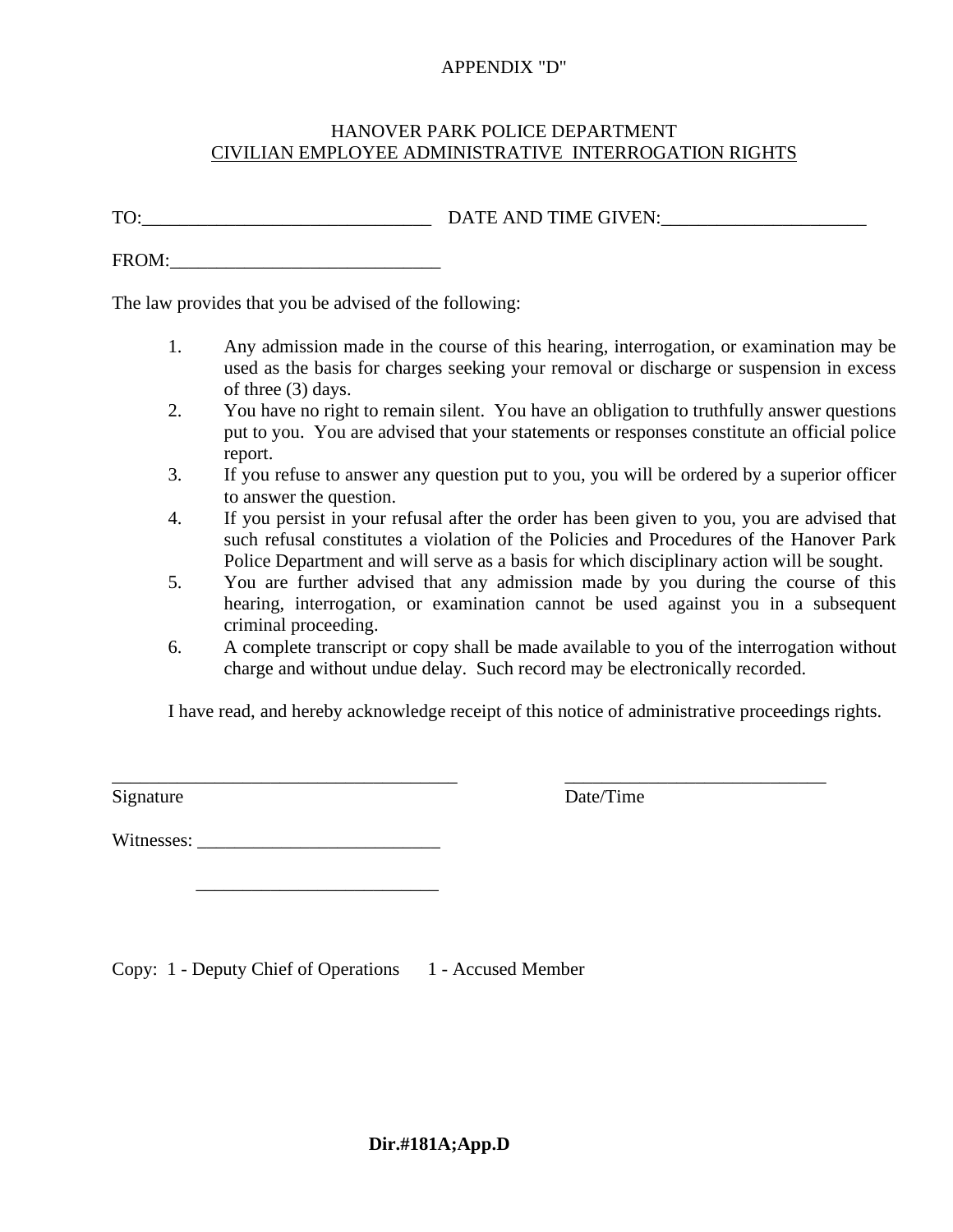APPENDIX "D"

HANOVER PARK POLICE DEPARTMENT

CIVILIAN EMPLOYEE ADMINISTRATIVE INTERROGATION RIGHTS

TO:_______________________________ DATE AND TIME GIVEN:______________________

FROM:_____________________________

The law provides that you be advised of the following:

1. Any admission made in the course of this hearing, interrogation, or examination may be used as the basis for charges seeking your removal or discharge or suspension in excess of three (3) days.
2. You have no right to remain silent. You have an obligation to truthfully answer questions put to you. You are advised that your statements or responses constitute an official police report.
3. If you refuse to answer any question put to you, you will be ordered by a superior officer to answer the question.
4. If you persist in your refusal after the order has been given to you, you are advised that such refusal constitutes a violation of the Policies and Procedures of the Hanover Park Police Department and will serve as a basis for which disciplinary action will be sought.
5. You are further advised that any admission made by you during the course of this hearing, interrogation, or examination cannot be used against you in a subsequent criminal proceeding.
6. A complete transcript or copy shall be made available to you of the interrogation without charge and without undue delay. Such record may be electronically recorded.

I have read, and hereby acknowledge receipt of this notice of administrative proceedings rights.

_____________________________________ ____________________________

Signature Date/Time

Witnesses: __________________________

__________________________

Copy: 1 - Deputy Chief of Operations 1 - Accused Member

**Dir.#181A;App.D**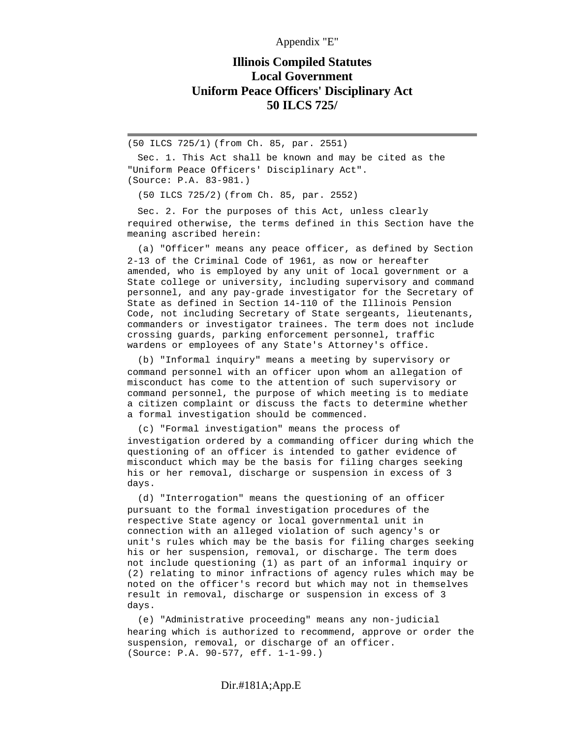Appendix "E"

# Illinois Compiled Statutes
# Local Government
# Uniform Peace Officers' Disciplinary Act
# 50 ILCS 725/

---

(50 ILCS 725/1) (from Ch. 85, par. 2551)

Sec. 1. This Act shall be known and may be cited as the "Uniform Peace Officers' Disciplinary Act".
(Source: P.A. 83-981.)

(50 ILCS 725/2) (from Ch. 85, par. 2552)

Sec. 2. For the purposes of this Act, unless clearly required otherwise, the terms defined in this Section have the meaning ascribed herein:

(a) "Officer" means any peace officer, as defined by Section 2-13 of the Criminal Code of 1961, as now or hereafter amended, who is employed by any unit of local government or a State college or university, including supervisory and command personnel, and any pay-grade investigator for the Secretary of State as defined in Section 14-110 of the Illinois Pension Code, not including Secretary of State sergeants, lieutenants, commanders or investigator trainees. The term does not include crossing guards, parking enforcement personnel, traffic wardens or employees of any State's Attorney's office.

(b) "Informal inquiry" means a meeting by supervisory or command personnel with an officer upon whom an allegation of misconduct has come to the attention of such supervisory or command personnel, the purpose of which meeting is to mediate a citizen complaint or discuss the facts to determine whether a formal investigation should be commenced.

(c) "Formal investigation" means the process of investigation ordered by a commanding officer during which the questioning of an officer is intended to gather evidence of misconduct which may be the basis for filing charges seeking his or her removal, discharge or suspension in excess of 3 days.

(d) "Interrogation" means the questioning of an officer pursuant to the formal investigation procedures of the respective State agency or local governmental unit in connection with an alleged violation of such agency's or unit's rules which may be the basis for filing charges seeking his or her suspension, removal, or discharge. The term does not include questioning (1) as part of an informal inquiry or (2) relating to minor infractions of agency rules which may be noted on the officer's record but which may not in themselves result in removal, discharge or suspension in excess of 3 days.

(e) "Administrative proceeding" means any non-judicial hearing which is authorized to recommend, approve or order the suspension, removal, or discharge of an officer.
(Source: P.A. 90-577, eff. 1-1-99.)

Dir.#181A;App.E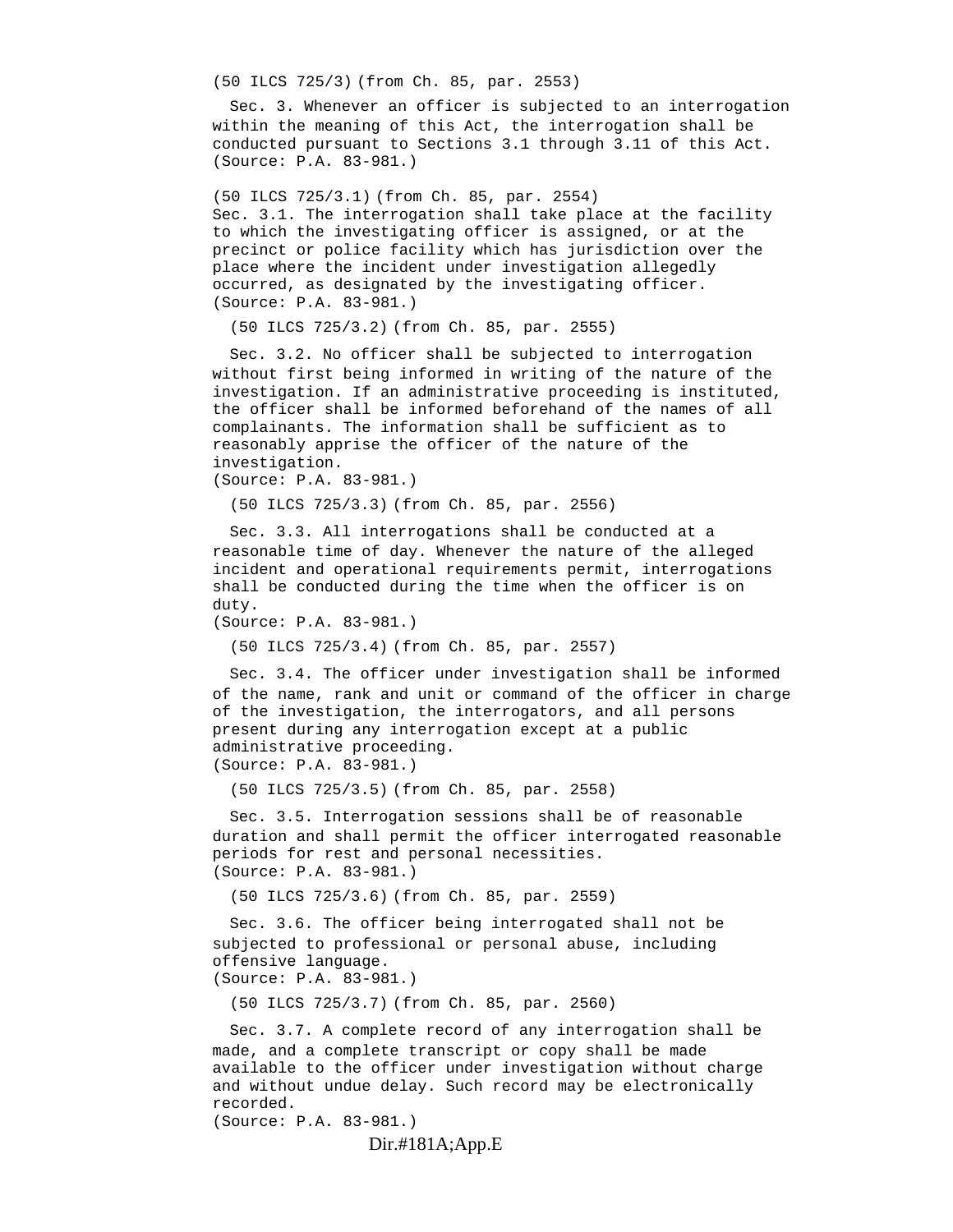(50 ILCS 725/3) (from Ch. 85, par. 2553)

Sec. 3. Whenever an officer is subjected to an interrogation within the meaning of this Act, the interrogation shall be conducted pursuant to Sections 3.1 through 3.11 of this Act.
(Source: P.A. 83-981.)

(50 ILCS 725/3.1) (from Ch. 85, par. 2554)
Sec. 3.1. The interrogation shall take place at the facility to which the investigating officer is assigned, or at the precinct or police facility which has jurisdiction over the place where the incident under investigation allegedly occurred, as designated by the investigating officer.
(Source: P.A. 83-981.)

(50 ILCS 725/3.2) (from Ch. 85, par. 2555)

Sec. 3.2. No officer shall be subjected to interrogation without first being informed in writing of the nature of the investigation. If an administrative proceeding is instituted, the officer shall be informed beforehand of the names of all complainants. The information shall be sufficient as to reasonably apprise the officer of the nature of the investigation.
(Source: P.A. 83-981.)

(50 ILCS 725/3.3) (from Ch. 85, par. 2556)

Sec. 3.3. All interrogations shall be conducted at a reasonable time of day. Whenever the nature of the alleged incident and operational requirements permit, interrogations shall be conducted during the time when the officer is on duty.
(Source: P.A. 83-981.)

(50 ILCS 725/3.4) (from Ch. 85, par. 2557)

Sec. 3.4. The officer under investigation shall be informed of the name, rank and unit or command of the officer in charge of the investigation, the interrogators, and all persons present during any interrogation except at a public administrative proceeding.
(Source: P.A. 83-981.)

(50 ILCS 725/3.5) (from Ch. 85, par. 2558)

Sec. 3.5. Interrogation sessions shall be of reasonable duration and shall permit the officer interrogated reasonable periods for rest and personal necessities.
(Source: P.A. 83-981.)

(50 ILCS 725/3.6) (from Ch. 85, par. 2559)

Sec. 3.6. The officer being interrogated shall not be subjected to professional or personal abuse, including offensive language.
(Source: P.A. 83-981.)

(50 ILCS 725/3.7) (from Ch. 85, par. 2560)

Sec. 3.7. A complete record of any interrogation shall be made, and a complete transcript or copy shall be made available to the officer under investigation without charge and without undue delay. Such record may be electronically recorded.
(Source: P.A. 83-981.)

Dir.#181A;App.E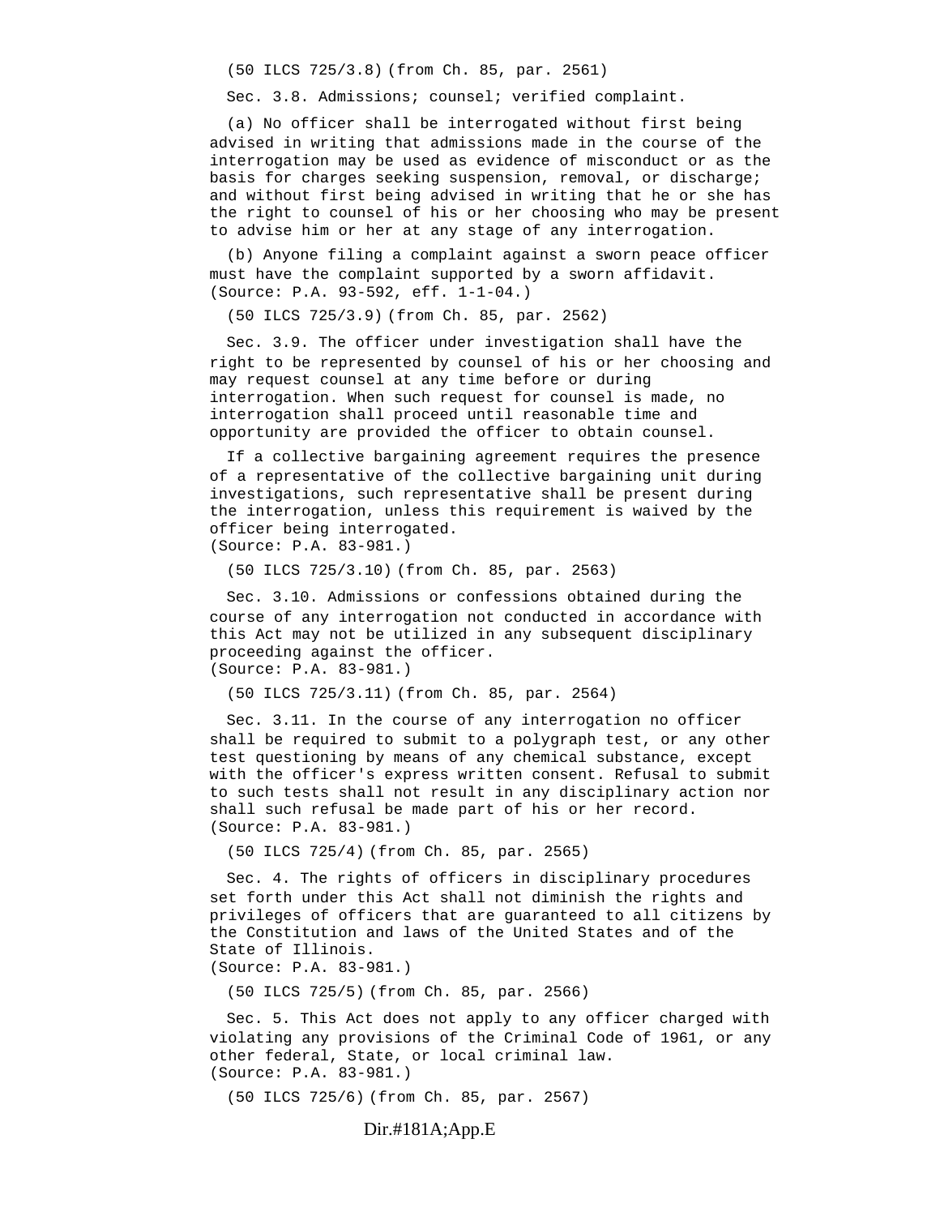(50 ILCS 725/3.8) (from Ch. 85, par. 2561)

Sec. 3.8. Admissions; counsel; verified complaint.

(a) No officer shall be interrogated without first being advised in writing that admissions made in the course of the interrogation may be used as evidence of misconduct or as the basis for charges seeking suspension, removal, or discharge; and without first being advised in writing that he or she has the right to counsel of his or her choosing who may be present to advise him or her at any stage of any interrogation.

(b) Anyone filing a complaint against a sworn peace officer must have the complaint supported by a sworn affidavit.
(Source: P.A. 93-592, eff. 1-1-04.)

(50 ILCS 725/3.9) (from Ch. 85, par. 2562)

Sec. 3.9. The officer under investigation shall have the right to be represented by counsel of his or her choosing and may request counsel at any time before or during interrogation. When such request for counsel is made, no interrogation shall proceed until reasonable time and opportunity are provided the officer to obtain counsel.

If a collective bargaining agreement requires the presence of a representative of the collective bargaining unit during investigations, such representative shall be present during the interrogation, unless this requirement is waived by the officer being interrogated.
(Source: P.A. 83-981.)

(50 ILCS 725/3.10) (from Ch. 85, par. 2563)

Sec. 3.10. Admissions or confessions obtained during the course of any interrogation not conducted in accordance with this Act may not be utilized in any subsequent disciplinary proceeding against the officer.
(Source: P.A. 83-981.)

(50 ILCS 725/3.11) (from Ch. 85, par. 2564)

Sec. 3.11. In the course of any interrogation no officer shall be required to submit to a polygraph test, or any other test questioning by means of any chemical substance, except with the officer's express written consent. Refusal to submit to such tests shall not result in any disciplinary action nor shall such refusal be made part of his or her record.
(Source: P.A. 83-981.)

(50 ILCS 725/4) (from Ch. 85, par. 2565)

Sec. 4. The rights of officers in disciplinary procedures set forth under this Act shall not diminish the rights and privileges of officers that are guaranteed to all citizens by the Constitution and laws of the United States and of the State of Illinois.
(Source: P.A. 83-981.)

(50 ILCS 725/5) (from Ch. 85, par. 2566)

Sec. 5. This Act does not apply to any officer charged with violating any provisions of the Criminal Code of 1961, or any other federal, State, or local criminal law.
(Source: P.A. 83-981.)

(50 ILCS 725/6) (from Ch. 85, par. 2567)

Dir.#181A;App.E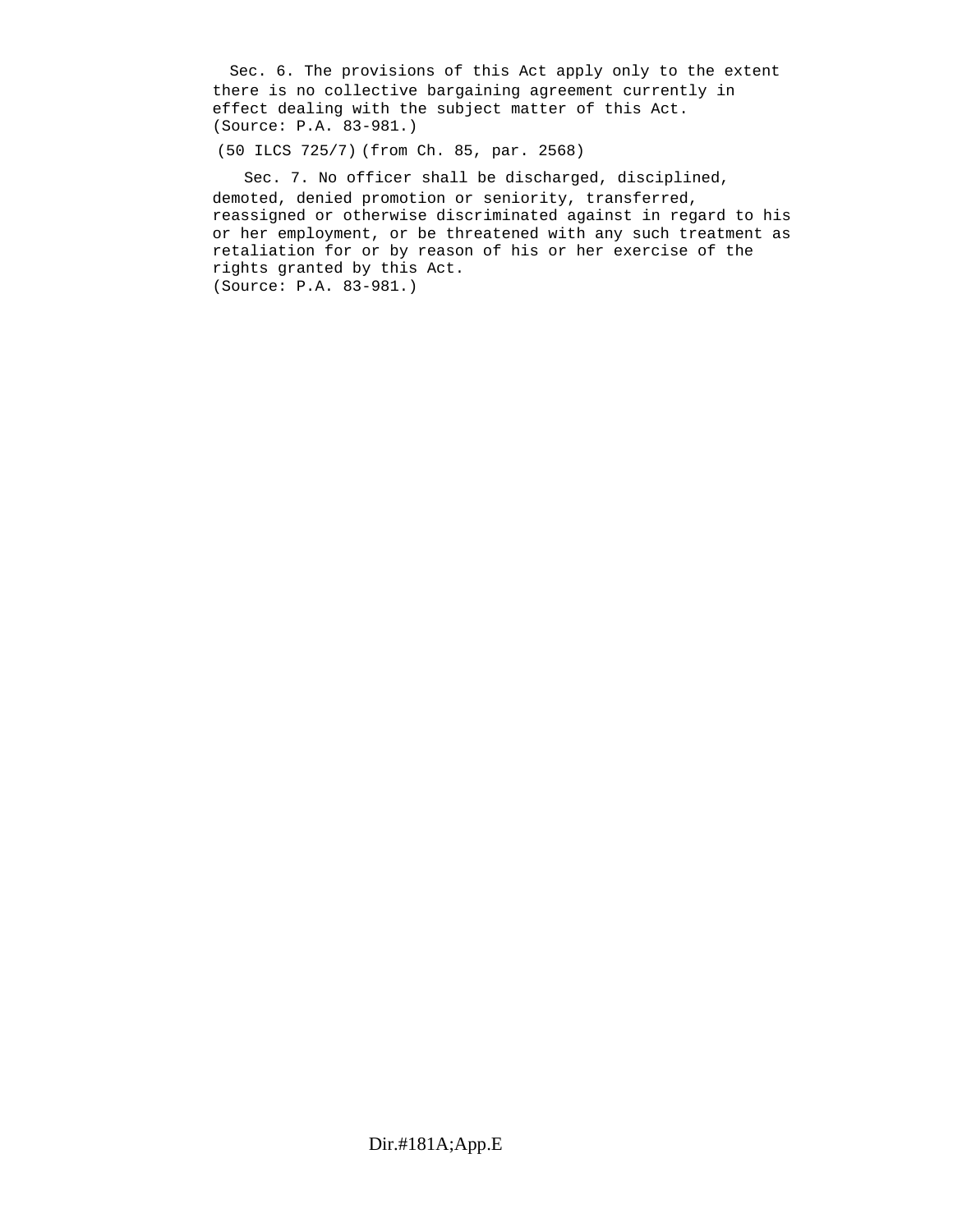Sec. 6. The provisions of this Act apply only to the extent there is no collective bargaining agreement currently in effect dealing with the subject matter of this Act.
(Source: P.A. 83-981.)

(50 ILCS 725/7) (from Ch. 85, par. 2568)

Sec. 7. No officer shall be discharged, disciplined, demoted, denied promotion or seniority, transferred, reassigned or otherwise discriminated against in regard to his or her employment, or be threatened with any such treatment as retaliation for or by reason of his or her exercise of the rights granted by this Act.
(Source: P.A. 83-981.)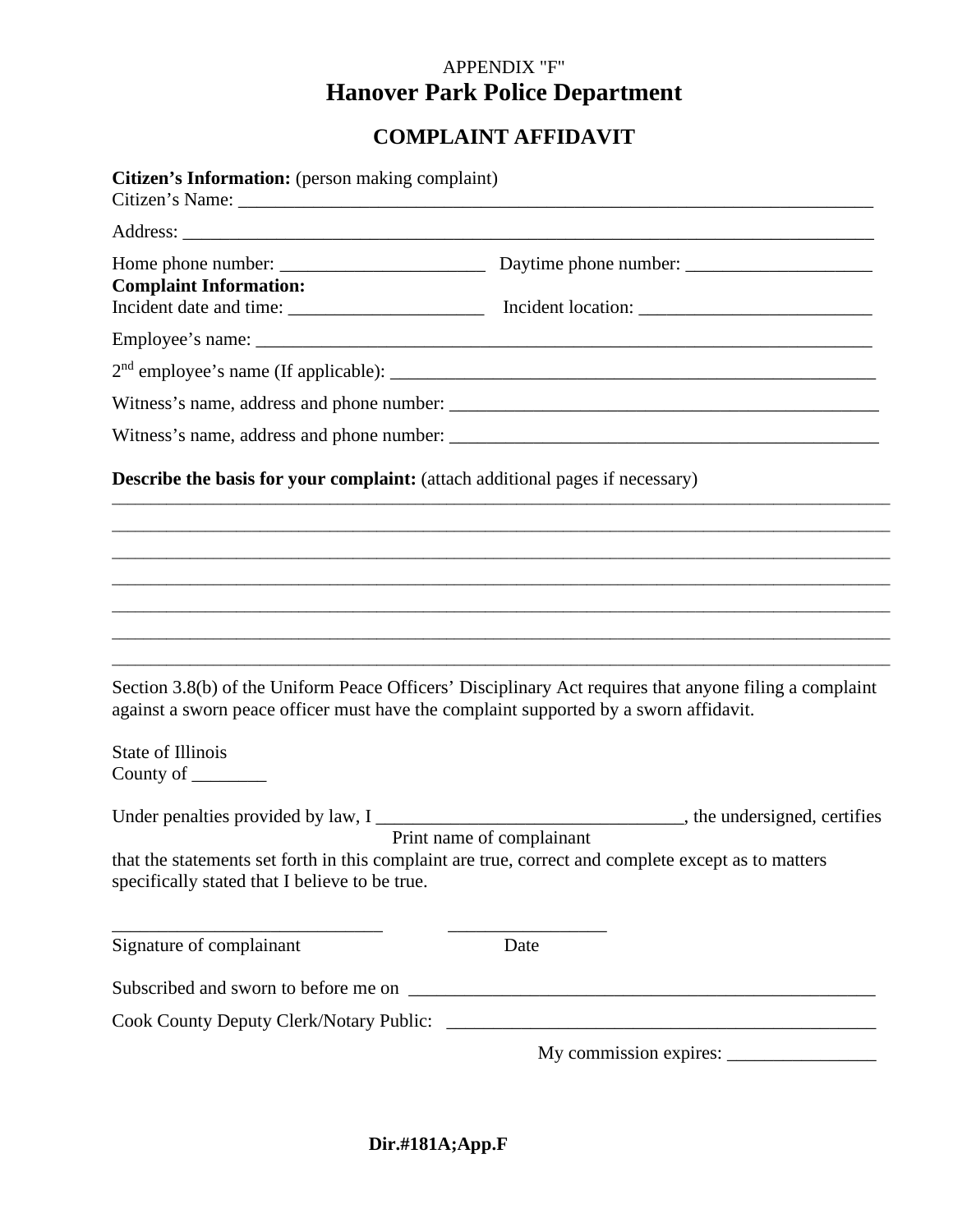APPENDIX "F"

# Hanover Park Police Department

## COMPLAINT AFFIDAVIT

**Citizen's Information:** (person making complaint)

Citizen's Name: ______________________________________________________________________

Address: ____________________________________________________________________________

Home phone number: ______________________ Daytime phone number: ____________________

**Complaint Information:**

Incident date and time: _____________________ Incident location: _________________________

Employee's name: ____________________________________________________________________

2nd employee's name (If applicable): _______________________________________________________

Witness's name, address and phone number: _______________________________________________

Witness's name, address and phone number: _______________________________________________

**Describe the basis for your complaint:** (attach additional pages if necessary)

_____________________________________________________________________________________

_____________________________________________________________________________________

_____________________________________________________________________________________

_____________________________________________________________________________________

_____________________________________________________________________________________

_____________________________________________________________________________________

_____________________________________________________________________________________

Section 3.8(b) of the Uniform Peace Officers' Disciplinary Act requires that anyone filing a complaint against a sworn peace officer must have the complaint supported by a sworn affidavit.

State of Illinois
County of ________

Under penalties provided by law, I _________________________________, the undersigned, certifies
Print name of complainant
that the statements set forth in this complaint are true, correct and complete except as to matters specifically stated that I believe to be true.

_____________________________ _________________
Signature of complainant Date

Subscribed and sworn to before me on ____________________________________________________

Cook County Deputy Clerk/Notary Public: ________________________________________________

My commission expires: ________________

**Dir.#181A;App.F**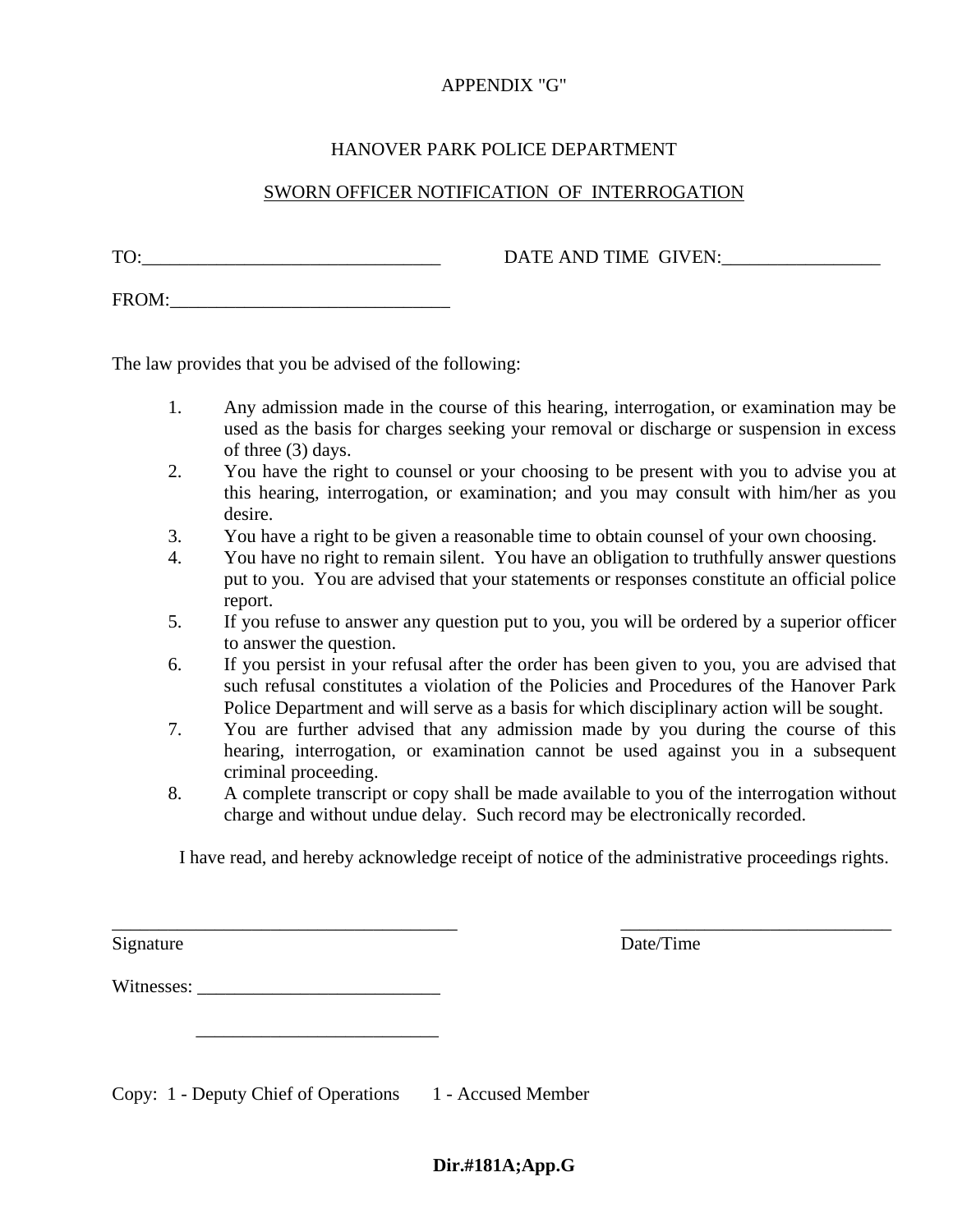APPENDIX "G"

HANOVER PARK POLICE DEPARTMENT

SWORN OFFICER NOTIFICATION OF INTERROGATION

TO:________________________________ DATE AND TIME GIVEN:_________________

FROM:______________________________

The law provides that you be advised of the following:

1. Any admission made in the course of this hearing, interrogation, or examination may be used as the basis for charges seeking your removal or discharge or suspension in excess of three (3) days.
2. You have the right to counsel or your choosing to be present with you to advise you at this hearing, interrogation, or examination; and you may consult with him/her as you desire.
3. You have a right to be given a reasonable time to obtain counsel of your own choosing.
4. You have no right to remain silent. You have an obligation to truthfully answer questions put to you. You are advised that your statements or responses constitute an official police report.
5. If you refuse to answer any question put to you, you will be ordered by a superior officer to answer the question.
6. If you persist in your refusal after the order has been given to you, you are advised that such refusal constitutes a violation of the Policies and Procedures of the Hanover Park Police Department and will serve as a basis for which disciplinary action will be sought.
7. You are further advised that any admission made by you during the course of this hearing, interrogation, or examination cannot be used against you in a subsequent criminal proceeding.
8. A complete transcript or copy shall be made available to you of the interrogation without charge and without undue delay. Such record may be electronically recorded.

I have read, and hereby acknowledge receipt of notice of the administrative proceedings rights.

______________________________________ ______________________________

Signature Date/Time

Witnesses: __________________________

__________________________

Copy: 1 - Deputy Chief of Operations 1 - Accused Member

**Dir.#181A;App.G**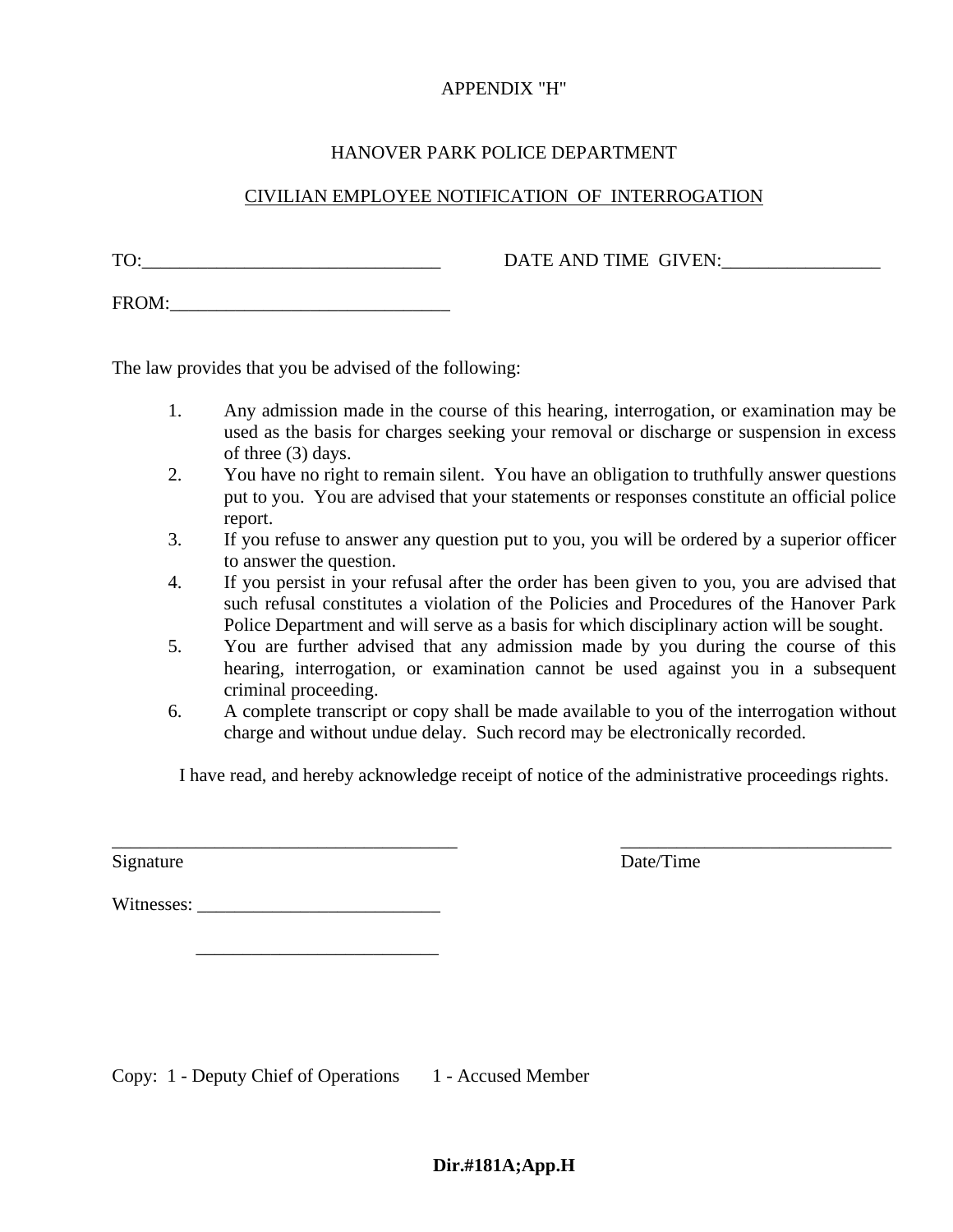APPENDIX "H"

HANOVER PARK POLICE DEPARTMENT

CIVILIAN EMPLOYEE NOTIFICATION OF INTERROGATION

TO:________________________________ DATE AND TIME GIVEN:_________________

FROM:______________________________

The law provides that you be advised of the following:

1. Any admission made in the course of this hearing, interrogation, or examination may be used as the basis for charges seeking your removal or discharge or suspension in excess of three (3) days.
2. You have no right to remain silent. You have an obligation to truthfully answer questions put to you. You are advised that your statements or responses constitute an official police report.
3. If you refuse to answer any question put to you, you will be ordered by a superior officer to answer the question.
4. If you persist in your refusal after the order has been given to you, you are advised that such refusal constitutes a violation of the Policies and Procedures of the Hanover Park Police Department and will serve as a basis for which disciplinary action will be sought.
5. You are further advised that any admission made by you during the course of this hearing, interrogation, or examination cannot be used against you in a subsequent criminal proceeding.
6. A complete transcript or copy shall be made available to you of the interrogation without charge and without undue delay. Such record may be electronically recorded.

I have read, and hereby acknowledge receipt of notice of the administrative proceedings rights.

_____________________________________ _____________________________

Signature Date/Time

Witnesses: __________________________

__________________________

Copy: 1 - Deputy Chief of Operations 1 - Accused Member

**Dir.#181A;App.H**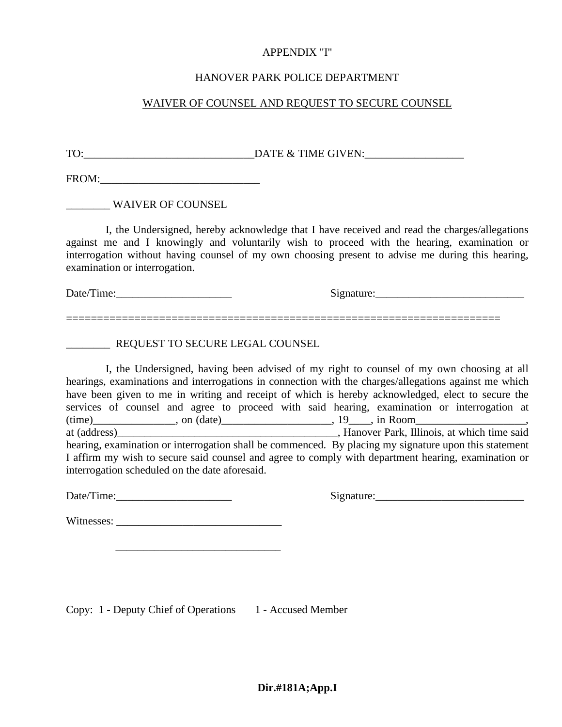APPENDIX "I"

HANOVER PARK POLICE DEPARTMENT

WAIVER OF COUNSEL AND REQUEST TO SECURE COUNSEL

TO:______________________________DATE & TIME GIVEN:_________________

FROM:____________________________

________ WAIVER OF COUNSEL

I, the Undersigned, hereby acknowledge that I have received and read the charges/allegations against me and I knowingly and voluntarily wish to proceed with the hearing, examination or interrogation without having counsel of my own choosing present to advise me during this hearing, examination or interrogation.

Date/Time:_____________________ Signature:___________________________

======================================================================

________ REQUEST TO SECURE LEGAL COUNSEL

I, the Undersigned, having been advised of my right to counsel of my own choosing at all hearings, examinations and interrogations in connection with the charges/allegations against me which have been given to me in writing and receipt of which is hereby acknowledged, elect to secure the services of counsel and agree to proceed with said hearing, examination or interrogation at (time)_______________, on (date)____________________, 19____, in Room____________________, at (address)_________________________________________, Hanover Park, Illinois, at which time said hearing, examination or interrogation shall be commenced. By placing my signature upon this statement I affirm my wish to secure said counsel and agree to comply with department hearing, examination or interrogation scheduled on the date aforesaid.

Date/Time:_____________________ Signature:___________________________

Witnesses: ______________________________

______________________________

Copy: 1 - Deputy Chief of Operations 1 - Accused Member

**Dir.#181A;App.I**